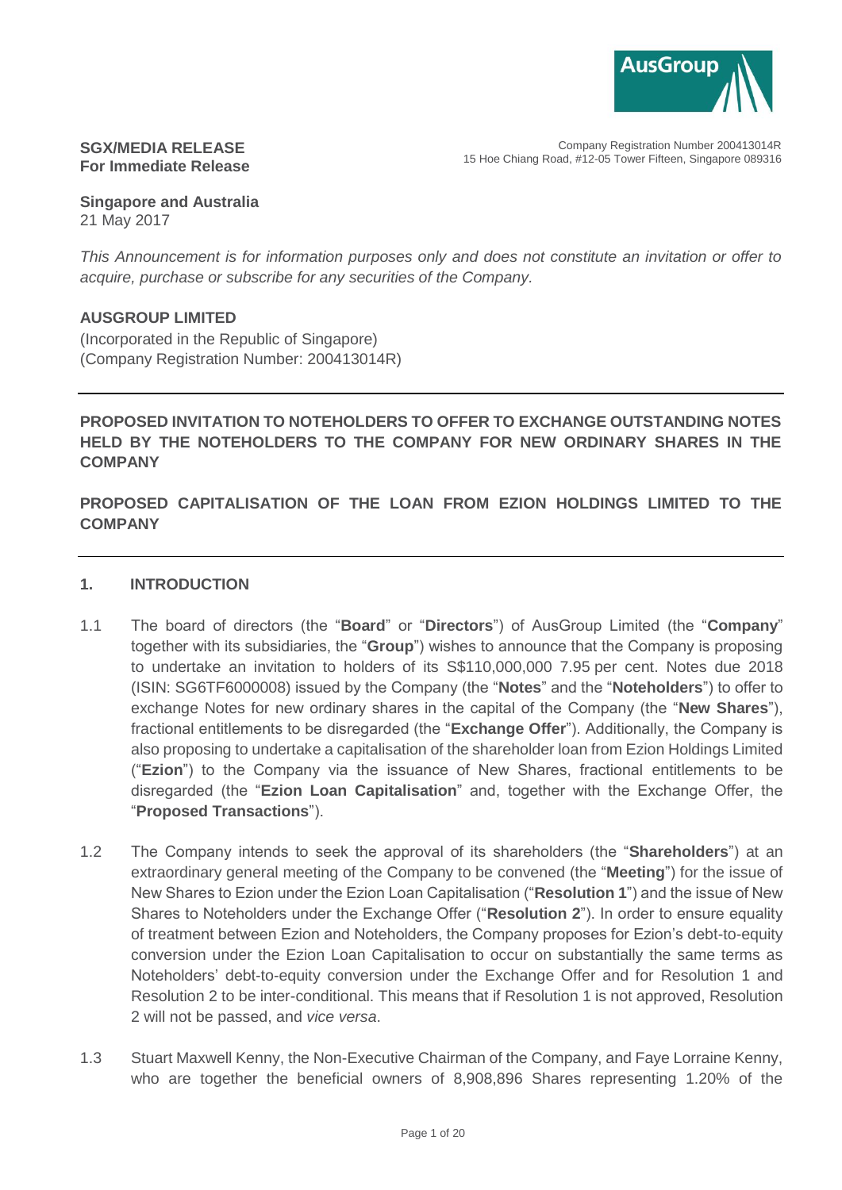**SGX/MEDIA RELEASE**
**For Immediate Release**

Company Registration Number 200413014R
15 Hoe Chiang Road, #12-05 Tower Fifteen, Singapore 089316

**Singapore and Australia**
21 May 2017

*This Announcement is for information purposes only and does not constitute an invitation or offer to acquire, purchase or subscribe for any securities of the Company.*

**AUSGROUP LIMITED**
(Incorporated in the Republic of Singapore)
(Company Registration Number: 200413014R)

---

**PROPOSED INVITATION TO NOTEHOLDERS TO OFFER TO EXCHANGE OUTSTANDING NOTES HELD BY THE NOTEHOLDERS TO THE COMPANY FOR NEW ORDINARY SHARES IN THE COMPANY**

**PROPOSED CAPITALISATION OF THE LOAN FROM EZION HOLDINGS LIMITED TO THE COMPANY**

---

## 1. INTRODUCTION

1.1 The board of directors (the "**Board**" or "**Directors**") of AusGroup Limited (the "**Company**" together with its subsidiaries, the "**Group**") wishes to announce that the Company is proposing to undertake an invitation to holders of its S$110,000,000 7.95 per cent. Notes due 2018 (ISIN: SG6TF6000008) issued by the Company (the "**Notes**" and the "**Noteholders**") to offer to exchange Notes for new ordinary shares in the capital of the Company (the "**New Shares**"), fractional entitlements to be disregarded (the "**Exchange Offer**"). Additionally, the Company is also proposing to undertake a capitalisation of the shareholder loan from Ezion Holdings Limited ("**Ezion**") to the Company via the issuance of New Shares, fractional entitlements to be disregarded (the "**Ezion Loan Capitalisation**" and, together with the Exchange Offer, the "**Proposed Transactions**").

1.2 The Company intends to seek the approval of its shareholders (the "**Shareholders**") at an extraordinary general meeting of the Company to be convened (the "**Meeting**") for the issue of New Shares to Ezion under the Ezion Loan Capitalisation ("**Resolution 1**") and the issue of New Shares to Noteholders under the Exchange Offer ("**Resolution 2**"). In order to ensure equality of treatment between Ezion and Noteholders, the Company proposes for Ezion's debt-to-equity conversion under the Ezion Loan Capitalisation to occur on substantially the same terms as Noteholders' debt-to-equity conversion under the Exchange Offer and for Resolution 1 and Resolution 2 to be inter-conditional. This means that if Resolution 1 is not approved, Resolution 2 will not be passed, and *vice versa*.

1.3 Stuart Maxwell Kenny, the Non-Executive Chairman of the Company, and Faye Lorraine Kenny, who are together the beneficial owners of 8,908,896 Shares representing 1.20% of the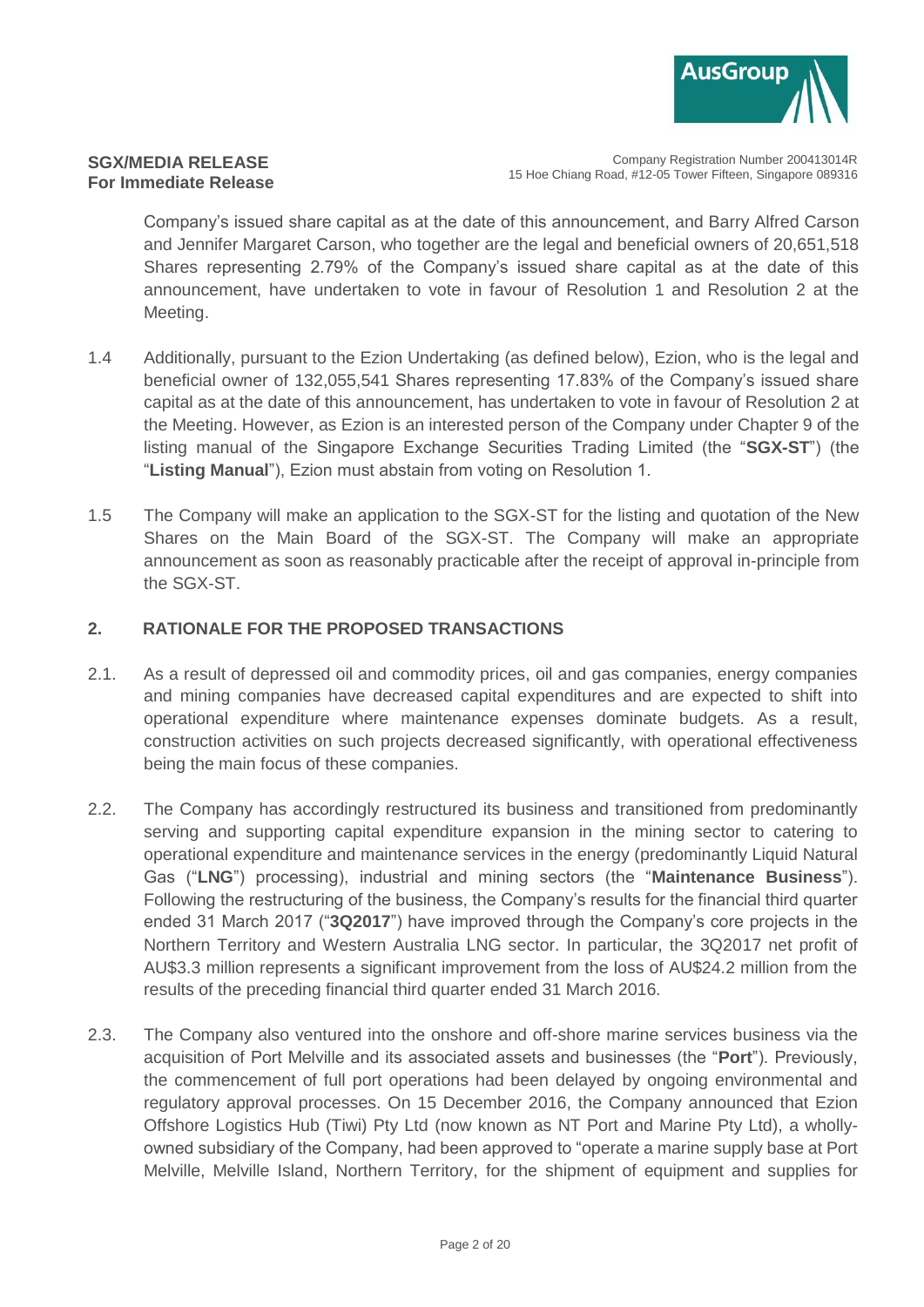Company's issued share capital as at the date of this announcement, and Barry Alfred Carson and Jennifer Margaret Carson, who together are the legal and beneficial owners of 20,651,518 Shares representing 2.79% of the Company's issued share capital as at the date of this announcement, have undertaken to vote in favour of Resolution 1 and Resolution 2 at the Meeting.

1.4 Additionally, pursuant to the Ezion Undertaking (as defined below), Ezion, who is the legal and beneficial owner of 132,055,541 Shares representing 17.83% of the Company's issued share capital as at the date of this announcement, has undertaken to vote in favour of Resolution 2 at the Meeting. However, as Ezion is an interested person of the Company under Chapter 9 of the listing manual of the Singapore Exchange Securities Trading Limited (the "**SGX-ST**") (the "**Listing Manual**"), Ezion must abstain from voting on Resolution 1.

1.5 The Company will make an application to the SGX-ST for the listing and quotation of the New Shares on the Main Board of the SGX-ST. The Company will make an appropriate announcement as soon as reasonably practicable after the receipt of approval in-principle from the SGX-ST.

## 2. RATIONALE FOR THE PROPOSED TRANSACTIONS

2.1. As a result of depressed oil and commodity prices, oil and gas companies, energy companies and mining companies have decreased capital expenditures and are expected to shift into operational expenditure where maintenance expenses dominate budgets. As a result, construction activities on such projects decreased significantly, with operational effectiveness being the main focus of these companies.

2.2. The Company has accordingly restructured its business and transitioned from predominantly serving and supporting capital expenditure expansion in the mining sector to catering to operational expenditure and maintenance services in the energy (predominantly Liquid Natural Gas ("**LNG**") processing), industrial and mining sectors (the "**Maintenance Business**"). Following the restructuring of the business, the Company's results for the financial third quarter ended 31 March 2017 ("**3Q2017**") have improved through the Company's core projects in the Northern Territory and Western Australia LNG sector. In particular, the 3Q2017 net profit of AU$3.3 million represents a significant improvement from the loss of AU$24.2 million from the results of the preceding financial third quarter ended 31 March 2016.

2.3. The Company also ventured into the onshore and off-shore marine services business via the acquisition of Port Melville and its associated assets and businesses (the "**Port**"). Previously, the commencement of full port operations had been delayed by ongoing environmental and regulatory approval processes. On 15 December 2016, the Company announced that Ezion Offshore Logistics Hub (Tiwi) Pty Ltd (now known as NT Port and Marine Pty Ltd), a wholly-owned subsidiary of the Company, had been approved to "operate a marine supply base at Port Melville, Melville Island, Northern Territory, for the shipment of equipment and supplies for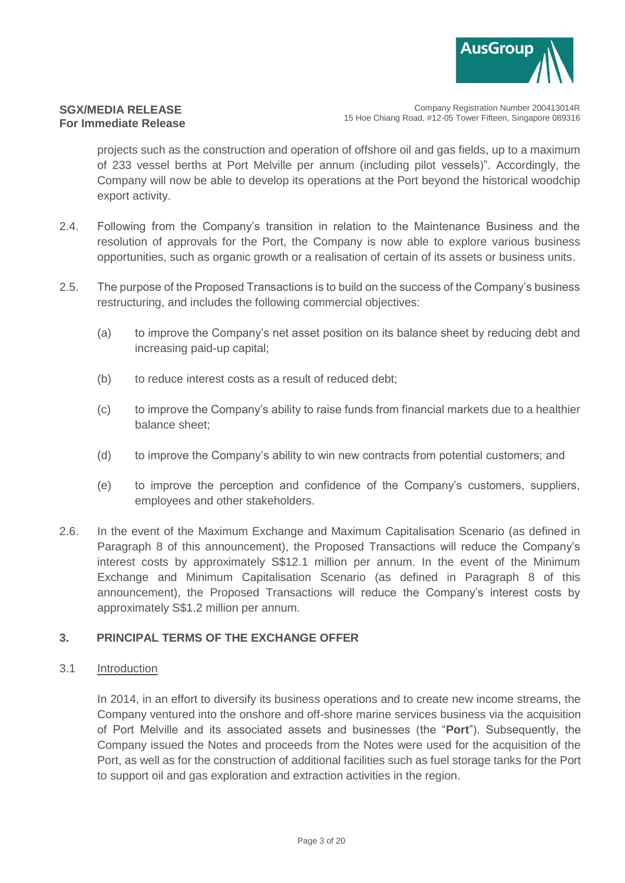projects such as the construction and operation of offshore oil and gas fields, up to a maximum of 233 vessel berths at Port Melville per annum (including pilot vessels)". Accordingly, the Company will now be able to develop its operations at the Port beyond the historical woodchip export activity.

2.4. Following from the Company's transition in relation to the Maintenance Business and the resolution of approvals for the Port, the Company is now able to explore various business opportunities, such as organic growth or a realisation of certain of its assets or business units.

2.5. The purpose of the Proposed Transactions is to build on the success of the Company's business restructuring, and includes the following commercial objectives:

(a) to improve the Company's net asset position on its balance sheet by reducing debt and increasing paid-up capital;

(b) to reduce interest costs as a result of reduced debt;

(c) to improve the Company's ability to raise funds from financial markets due to a healthier balance sheet;

(d) to improve the Company's ability to win new contracts from potential customers; and

(e) to improve the perception and confidence of the Company's customers, suppliers, employees and other stakeholders.

2.6. In the event of the Maximum Exchange and Maximum Capitalisation Scenario (as defined in Paragraph 8 of this announcement), the Proposed Transactions will reduce the Company's interest costs by approximately S$12.1 million per annum. In the event of the Minimum Exchange and Minimum Capitalisation Scenario (as defined in Paragraph 8 of this announcement), the Proposed Transactions will reduce the Company's interest costs by approximately S$1.2 million per annum.

## 3. PRINCIPAL TERMS OF THE EXCHANGE OFFER

### 3.1 Introduction

In 2014, in an effort to diversify its business operations and to create new income streams, the Company ventured into the onshore and off-shore marine services business via the acquisition of Port Melville and its associated assets and businesses (the "**Port**"). Subsequently, the Company issued the Notes and proceeds from the Notes were used for the acquisition of the Port, as well as for the construction of additional facilities such as fuel storage tanks for the Port to support oil and gas exploration and extraction activities in the region.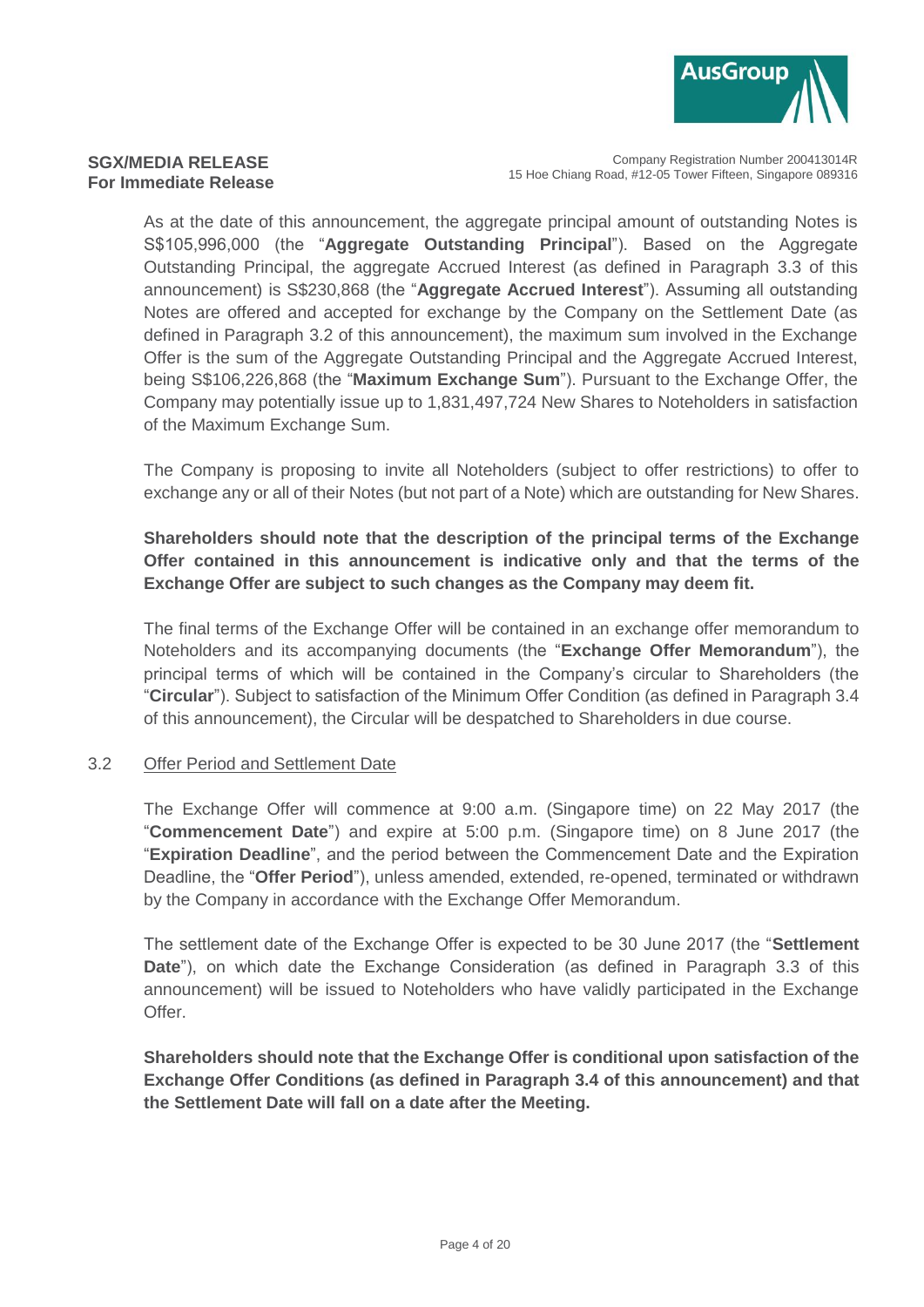As at the date of this announcement, the aggregate principal amount of outstanding Notes is S$105,996,000 (the "**Aggregate Outstanding Principal**"). Based on the Aggregate Outstanding Principal, the aggregate Accrued Interest (as defined in Paragraph 3.3 of this announcement) is S$230,868 (the "**Aggregate Accrued Interest**"). Assuming all outstanding Notes are offered and accepted for exchange by the Company on the Settlement Date (as defined in Paragraph 3.2 of this announcement), the maximum sum involved in the Exchange Offer is the sum of the Aggregate Outstanding Principal and the Aggregate Accrued Interest, being S$106,226,868 (the "**Maximum Exchange Sum**"). Pursuant to the Exchange Offer, the Company may potentially issue up to 1,831,497,724 New Shares to Noteholders in satisfaction of the Maximum Exchange Sum.

The Company is proposing to invite all Noteholders (subject to offer restrictions) to offer to exchange any or all of their Notes (but not part of a Note) which are outstanding for New Shares.

**Shareholders should note that the description of the principal terms of the Exchange Offer contained in this announcement is indicative only and that the terms of the Exchange Offer are subject to such changes as the Company may deem fit.**

The final terms of the Exchange Offer will be contained in an exchange offer memorandum to Noteholders and its accompanying documents (the "**Exchange Offer Memorandum**"), the principal terms of which will be contained in the Company's circular to Shareholders (the "**Circular**"). Subject to satisfaction of the Minimum Offer Condition (as defined in Paragraph 3.4 of this announcement), the Circular will be despatched to Shareholders in due course.

3.2 Offer Period and Settlement Date

The Exchange Offer will commence at 9:00 a.m. (Singapore time) on 22 May 2017 (the "**Commencement Date**") and expire at 5:00 p.m. (Singapore time) on 8 June 2017 (the "**Expiration Deadline**", and the period between the Commencement Date and the Expiration Deadline, the "**Offer Period**"), unless amended, extended, re-opened, terminated or withdrawn by the Company in accordance with the Exchange Offer Memorandum.

The settlement date of the Exchange Offer is expected to be 30 June 2017 (the "**Settlement Date**"), on which date the Exchange Consideration (as defined in Paragraph 3.3 of this announcement) will be issued to Noteholders who have validly participated in the Exchange Offer.

**Shareholders should note that the Exchange Offer is conditional upon satisfaction of the Exchange Offer Conditions (as defined in Paragraph 3.4 of this announcement) and that the Settlement Date will fall on a date after the Meeting.**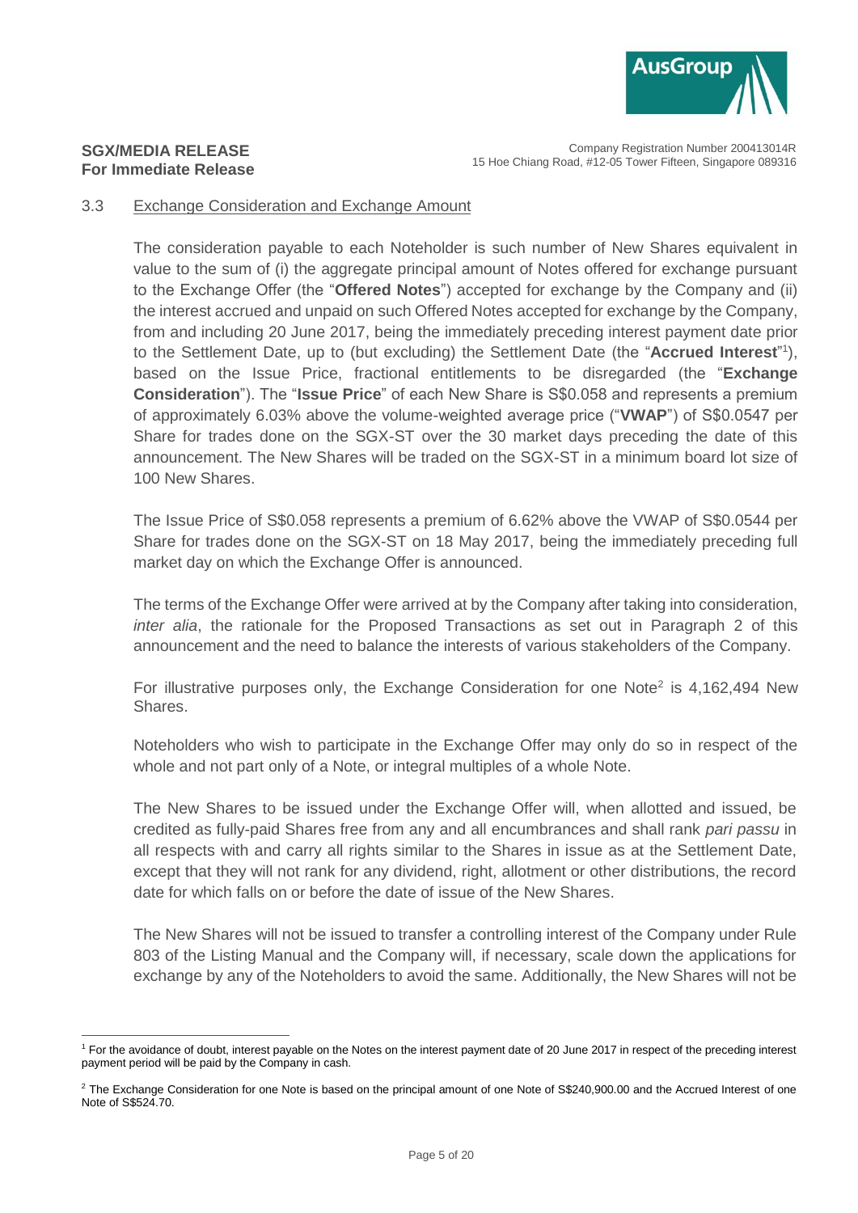### 3.3 Exchange Consideration and Exchange Amount

The consideration payable to each Noteholder is such number of New Shares equivalent in value to the sum of (i) the aggregate principal amount of Notes offered for exchange pursuant to the Exchange Offer (the "**Offered Notes**") accepted for exchange by the Company and (ii) the interest accrued and unpaid on such Offered Notes accepted for exchange by the Company, from and including 20 June 2017, being the immediately preceding interest payment date prior to the Settlement Date, up to (but excluding) the Settlement Date (the "**Accrued Interest**"[1]), based on the Issue Price, fractional entitlements to be disregarded (the "**Exchange Consideration**"). The "**Issue Price**" of each New Share is S$0.058 and represents a premium of approximately 6.03% above the volume-weighted average price ("**VWAP**") of S$0.0547 per Share for trades done on the SGX-ST over the 30 market days preceding the date of this announcement. The New Shares will be traded on the SGX-ST in a minimum board lot size of 100 New Shares.

The Issue Price of S$0.058 represents a premium of 6.62% above the VWAP of S$0.0544 per Share for trades done on the SGX-ST on 18 May 2017, being the immediately preceding full market day on which the Exchange Offer is announced.

The terms of the Exchange Offer were arrived at by the Company after taking into consideration, *inter alia*, the rationale for the Proposed Transactions as set out in Paragraph 2 of this announcement and the need to balance the interests of various stakeholders of the Company.

For illustrative purposes only, the Exchange Consideration for one Note[2] is 4,162,494 New Shares.

Noteholders who wish to participate in the Exchange Offer may only do so in respect of the whole and not part only of a Note, or integral multiples of a whole Note.

The New Shares to be issued under the Exchange Offer will, when allotted and issued, be credited as fully-paid Shares free from any and all encumbrances and shall rank *pari passu* in all respects with and carry all rights similar to the Shares in issue as at the Settlement Date, except that they will not rank for any dividend, right, allotment or other distributions, the record date for which falls on or before the date of issue of the New Shares.

The New Shares will not be issued to transfer a controlling interest of the Company under Rule 803 of the Listing Manual and the Company will, if necessary, scale down the applications for exchange by any of the Noteholders to avoid the same. Additionally, the New Shares will not be

---

[1] For the avoidance of doubt, interest payable on the Notes on the interest payment date of 20 June 2017 in respect of the preceding interest payment period will be paid by the Company in cash.

[2] The Exchange Consideration for one Note is based on the principal amount of one Note of S$240,900.00 and the Accrued Interest of one Note of S$524.70.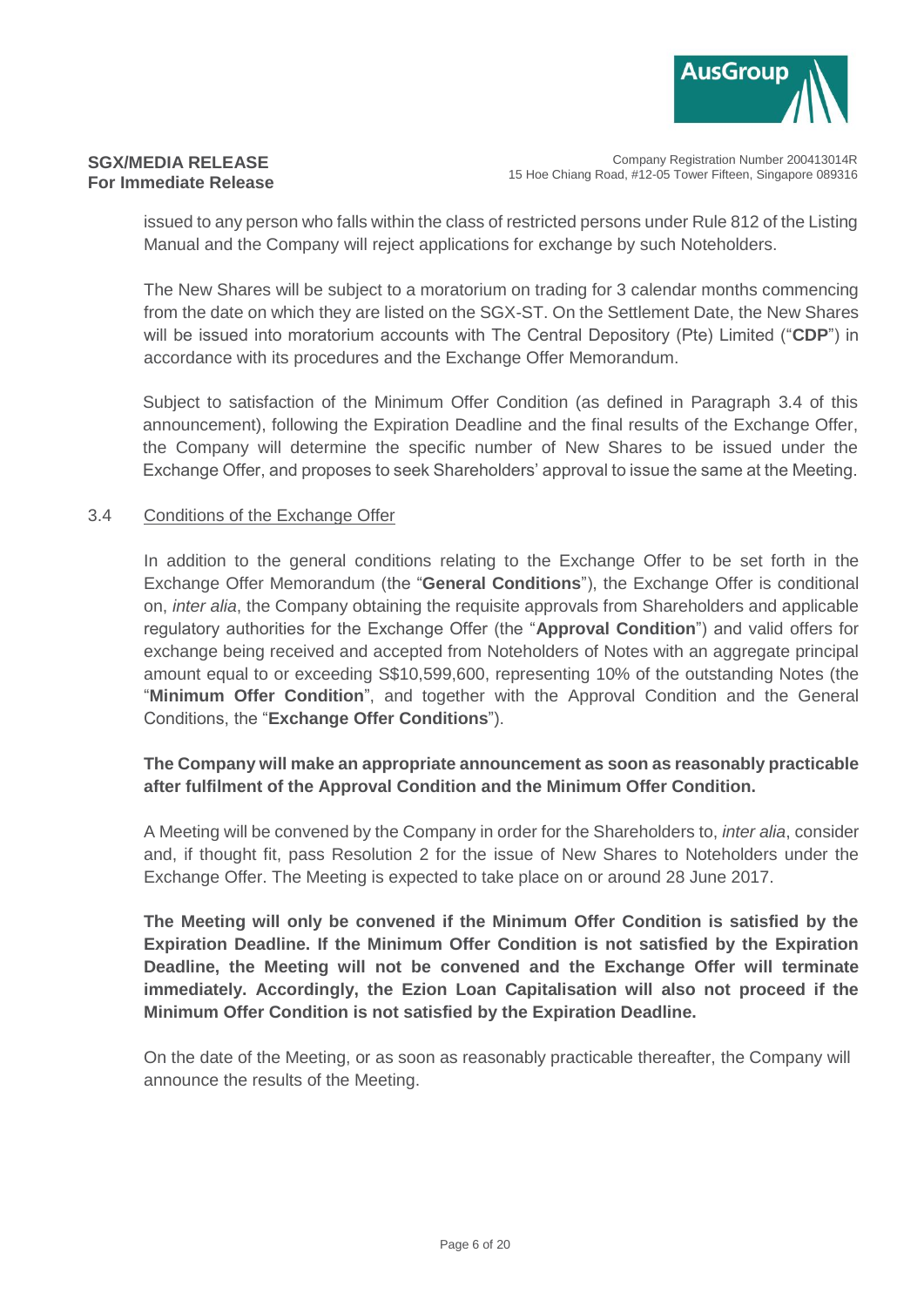issued to any person who falls within the class of restricted persons under Rule 812 of the Listing Manual and the Company will reject applications for exchange by such Noteholders.

The New Shares will be subject to a moratorium on trading for 3 calendar months commencing from the date on which they are listed on the SGX-ST. On the Settlement Date, the New Shares will be issued into moratorium accounts with The Central Depository (Pte) Limited ("**CDP**") in accordance with its procedures and the Exchange Offer Memorandum.

Subject to satisfaction of the Minimum Offer Condition (as defined in Paragraph 3.4 of this announcement), following the Expiration Deadline and the final results of the Exchange Offer, the Company will determine the specific number of New Shares to be issued under the Exchange Offer, and proposes to seek Shareholders' approval to issue the same at the Meeting.

3.4 Conditions of the Exchange Offer

In addition to the general conditions relating to the Exchange Offer to be set forth in the Exchange Offer Memorandum (the "**General Conditions**"), the Exchange Offer is conditional on, *inter alia*, the Company obtaining the requisite approvals from Shareholders and applicable regulatory authorities for the Exchange Offer (the "**Approval Condition**") and valid offers for exchange being received and accepted from Noteholders of Notes with an aggregate principal amount equal to or exceeding S$10,599,600, representing 10% of the outstanding Notes (the "**Minimum Offer Condition**", and together with the Approval Condition and the General Conditions, the "**Exchange Offer Conditions**").

**The Company will make an appropriate announcement as soon as reasonably practicable after fulfilment of the Approval Condition and the Minimum Offer Condition.**

A Meeting will be convened by the Company in order for the Shareholders to, *inter alia*, consider and, if thought fit, pass Resolution 2 for the issue of New Shares to Noteholders under the Exchange Offer. The Meeting is expected to take place on or around 28 June 2017.

**The Meeting will only be convened if the Minimum Offer Condition is satisfied by the Expiration Deadline. If the Minimum Offer Condition is not satisfied by the Expiration Deadline, the Meeting will not be convened and the Exchange Offer will terminate immediately. Accordingly, the Ezion Loan Capitalisation will also not proceed if the Minimum Offer Condition is not satisfied by the Expiration Deadline.**

On the date of the Meeting, or as soon as reasonably practicable thereafter, the Company will announce the results of the Meeting.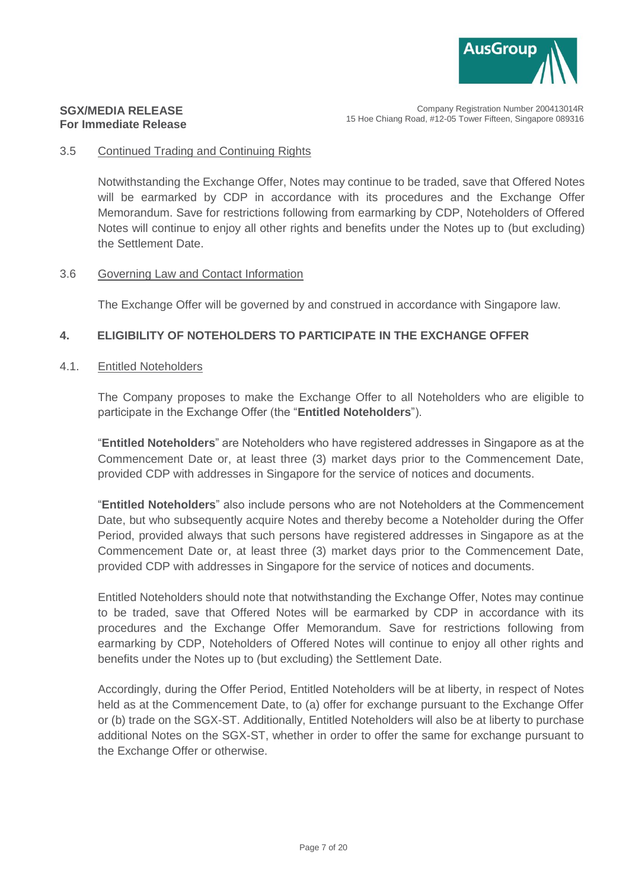### 3.5 Continued Trading and Continuing Rights

Notwithstanding the Exchange Offer, Notes may continue to be traded, save that Offered Notes will be earmarked by CDP in accordance with its procedures and the Exchange Offer Memorandum. Save for restrictions following from earmarking by CDP, Noteholders of Offered Notes will continue to enjoy all other rights and benefits under the Notes up to (but excluding) the Settlement Date.

### 3.6 Governing Law and Contact Information

The Exchange Offer will be governed by and construed in accordance with Singapore law.

## 4. ELIGIBILITY OF NOTEHOLDERS TO PARTICIPATE IN THE EXCHANGE OFFER

### 4.1. Entitled Noteholders

The Company proposes to make the Exchange Offer to all Noteholders who are eligible to participate in the Exchange Offer (the "**Entitled Noteholders**").

"**Entitled Noteholders**" are Noteholders who have registered addresses in Singapore as at the Commencement Date or, at least three (3) market days prior to the Commencement Date, provided CDP with addresses in Singapore for the service of notices and documents.

"**Entitled Noteholders**" also include persons who are not Noteholders at the Commencement Date, but who subsequently acquire Notes and thereby become a Noteholder during the Offer Period, provided always that such persons have registered addresses in Singapore as at the Commencement Date or, at least three (3) market days prior to the Commencement Date, provided CDP with addresses in Singapore for the service of notices and documents.

Entitled Noteholders should note that notwithstanding the Exchange Offer, Notes may continue to be traded, save that Offered Notes will be earmarked by CDP in accordance with its procedures and the Exchange Offer Memorandum. Save for restrictions following from earmarking by CDP, Noteholders of Offered Notes will continue to enjoy all other rights and benefits under the Notes up to (but excluding) the Settlement Date.

Accordingly, during the Offer Period, Entitled Noteholders will be at liberty, in respect of Notes held as at the Commencement Date, to (a) offer for exchange pursuant to the Exchange Offer or (b) trade on the SGX-ST. Additionally, Entitled Noteholders will also be at liberty to purchase additional Notes on the SGX-ST, whether in order to offer the same for exchange pursuant to the Exchange Offer or otherwise.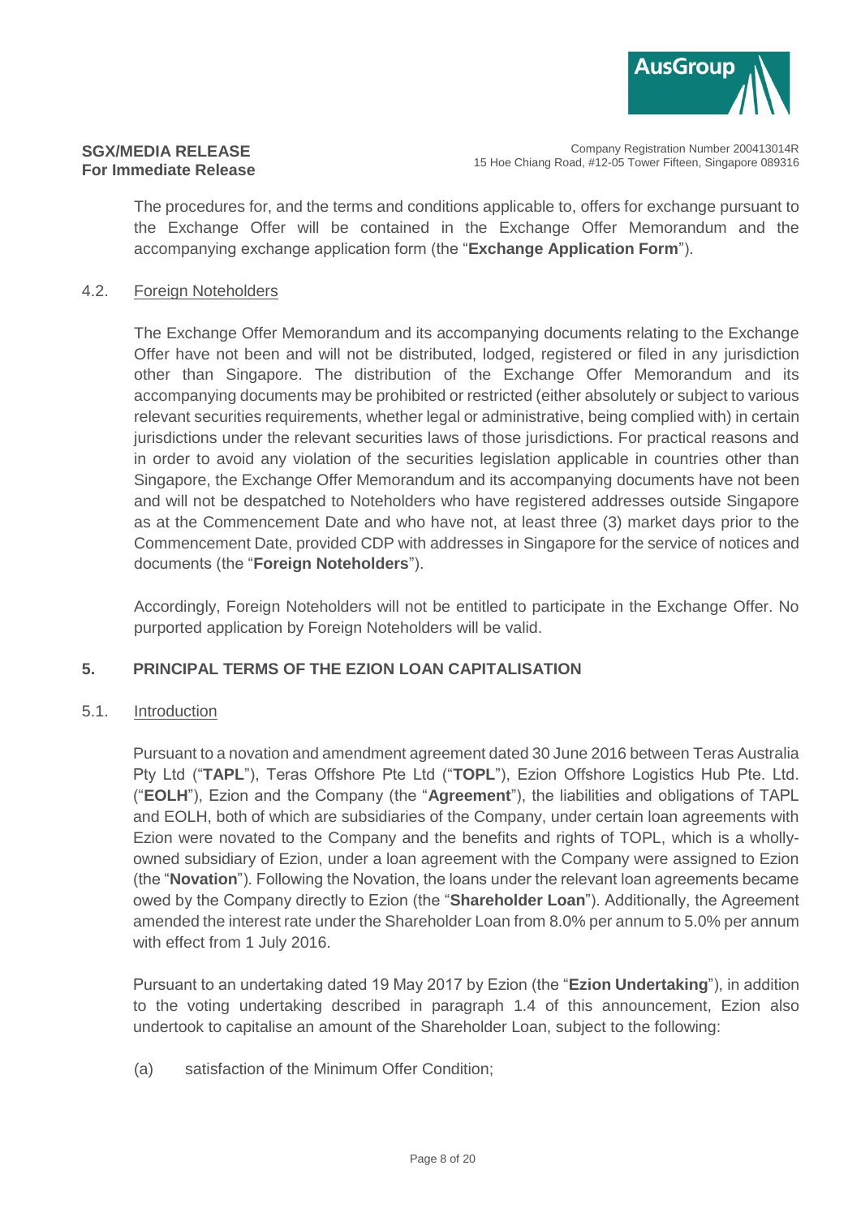The procedures for, and the terms and conditions applicable to, offers for exchange pursuant to the Exchange Offer will be contained in the Exchange Offer Memorandum and the accompanying exchange application form (the "**Exchange Application Form**").

4.2. Foreign Noteholders

The Exchange Offer Memorandum and its accompanying documents relating to the Exchange Offer have not been and will not be distributed, lodged, registered or filed in any jurisdiction other than Singapore. The distribution of the Exchange Offer Memorandum and its accompanying documents may be prohibited or restricted (either absolutely or subject to various relevant securities requirements, whether legal or administrative, being complied with) in certain jurisdictions under the relevant securities laws of those jurisdictions. For practical reasons and in order to avoid any violation of the securities legislation applicable in countries other than Singapore, the Exchange Offer Memorandum and its accompanying documents have not been and will not be despatched to Noteholders who have registered addresses outside Singapore as at the Commencement Date and who have not, at least three (3) market days prior to the Commencement Date, provided CDP with addresses in Singapore for the service of notices and documents (the "**Foreign Noteholders**").

Accordingly, Foreign Noteholders will not be entitled to participate in the Exchange Offer. No purported application by Foreign Noteholders will be valid.

## 5. PRINCIPAL TERMS OF THE EZION LOAN CAPITALISATION

5.1. Introduction

Pursuant to a novation and amendment agreement dated 30 June 2016 between Teras Australia Pty Ltd ("**TAPL**"), Teras Offshore Pte Ltd ("**TOPL**"), Ezion Offshore Logistics Hub Pte. Ltd. ("**EOLH**"), Ezion and the Company (the "**Agreement**"), the liabilities and obligations of TAPL and EOLH, both of which are subsidiaries of the Company, under certain loan agreements with Ezion were novated to the Company and the benefits and rights of TOPL, which is a wholly-owned subsidiary of Ezion, under a loan agreement with the Company were assigned to Ezion (the "**Novation**"). Following the Novation, the loans under the relevant loan agreements became owed by the Company directly to Ezion (the "**Shareholder Loan**"). Additionally, the Agreement amended the interest rate under the Shareholder Loan from 8.0% per annum to 5.0% per annum with effect from 1 July 2016.

Pursuant to an undertaking dated 19 May 2017 by Ezion (the "**Ezion Undertaking**"), in addition to the voting undertaking described in paragraph 1.4 of this announcement, Ezion also undertook to capitalise an amount of the Shareholder Loan, subject to the following:

(a) satisfaction of the Minimum Offer Condition;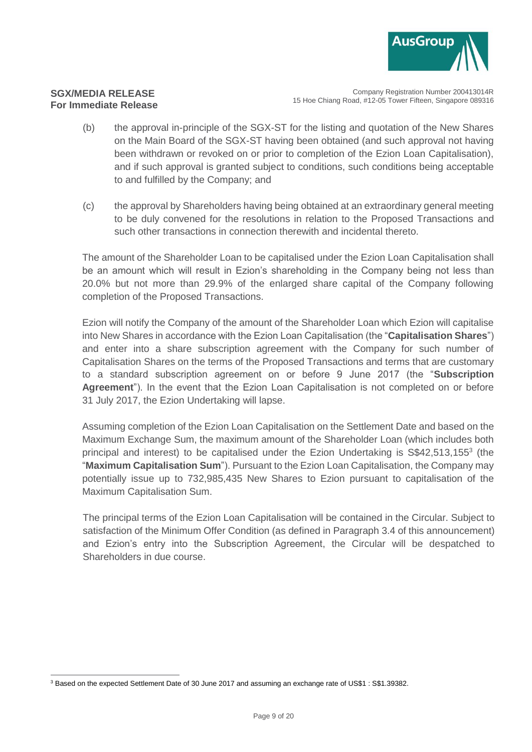(b) the approval in-principle of the SGX-ST for the listing and quotation of the New Shares on the Main Board of the SGX-ST having been obtained (and such approval not having been withdrawn or revoked on or prior to completion of the Ezion Loan Capitalisation), and if such approval is granted subject to conditions, such conditions being acceptable to and fulfilled by the Company; and

(c) the approval by Shareholders having being obtained at an extraordinary general meeting to be duly convened for the resolutions in relation to the Proposed Transactions and such other transactions in connection therewith and incidental thereto.

The amount of the Shareholder Loan to be capitalised under the Ezion Loan Capitalisation shall be an amount which will result in Ezion's shareholding in the Company being not less than 20.0% but not more than 29.9% of the enlarged share capital of the Company following completion of the Proposed Transactions.

Ezion will notify the Company of the amount of the Shareholder Loan which Ezion will capitalise into New Shares in accordance with the Ezion Loan Capitalisation (the "**Capitalisation Shares**") and enter into a share subscription agreement with the Company for such number of Capitalisation Shares on the terms of the Proposed Transactions and terms that are customary to a standard subscription agreement on or before 9 June 2017 (the "**Subscription Agreement**"). In the event that the Ezion Loan Capitalisation is not completed on or before 31 July 2017, the Ezion Undertaking will lapse.

Assuming completion of the Ezion Loan Capitalisation on the Settlement Date and based on the Maximum Exchange Sum, the maximum amount of the Shareholder Loan (which includes both principal and interest) to be capitalised under the Ezion Undertaking is S$42,513,155[3] (the "**Maximum Capitalisation Sum**"). Pursuant to the Ezion Loan Capitalisation, the Company may potentially issue up to 732,985,435 New Shares to Ezion pursuant to capitalisation of the Maximum Capitalisation Sum.

The principal terms of the Ezion Loan Capitalisation will be contained in the Circular. Subject to satisfaction of the Minimum Offer Condition (as defined in Paragraph 3.4 of this announcement) and Ezion's entry into the Subscription Agreement, the Circular will be despatched to Shareholders in due course.

[3] Based on the expected Settlement Date of 30 June 2017 and assuming an exchange rate of US$1 : S$1.39382.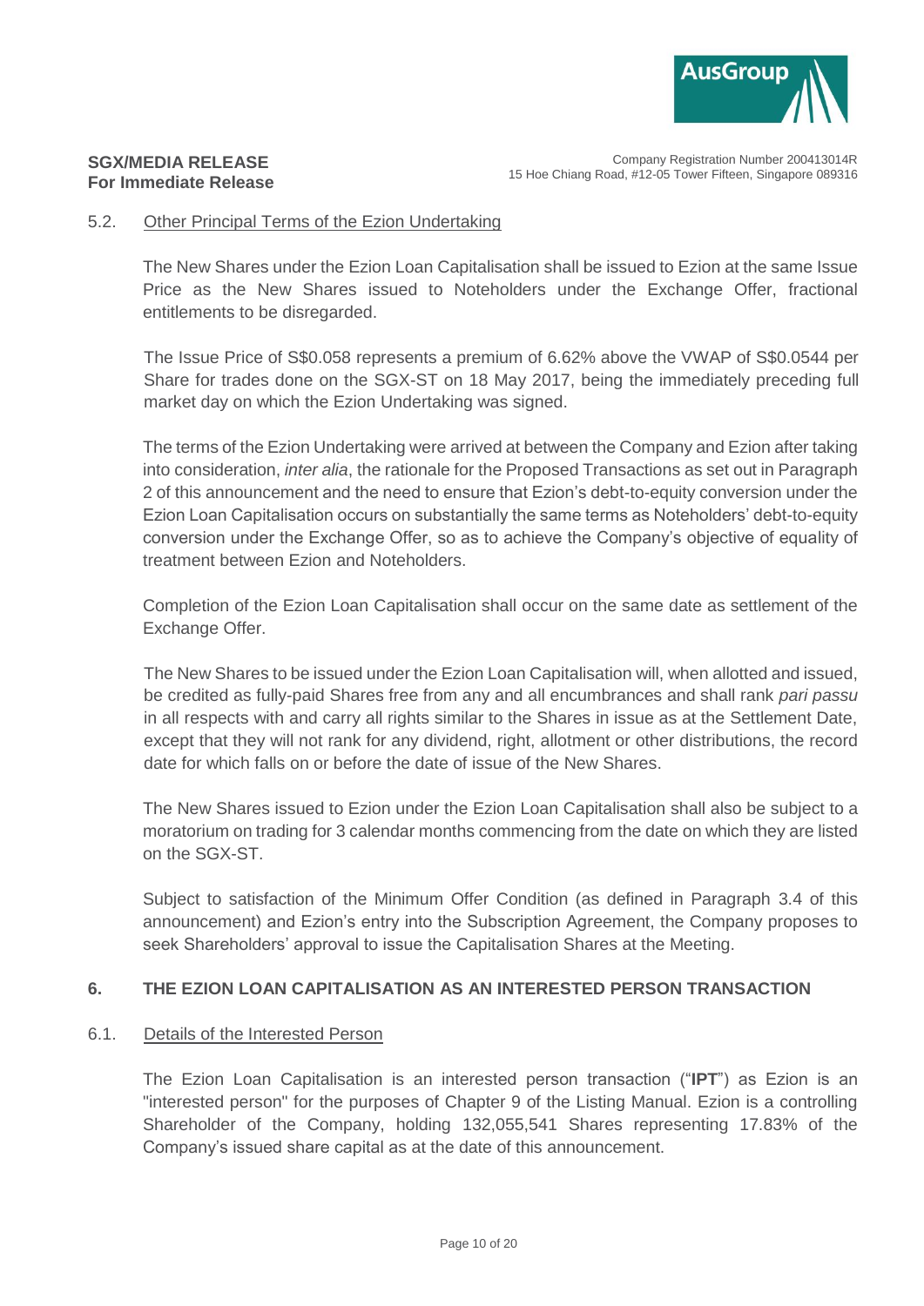### 5.2. Other Principal Terms of the Ezion Undertaking

The New Shares under the Ezion Loan Capitalisation shall be issued to Ezion at the same Issue Price as the New Shares issued to Noteholders under the Exchange Offer, fractional entitlements to be disregarded.

The Issue Price of S$0.058 represents a premium of 6.62% above the VWAP of S$0.0544 per Share for trades done on the SGX-ST on 18 May 2017, being the immediately preceding full market day on which the Ezion Undertaking was signed.

The terms of the Ezion Undertaking were arrived at between the Company and Ezion after taking into consideration, *inter alia*, the rationale for the Proposed Transactions as set out in Paragraph 2 of this announcement and the need to ensure that Ezion's debt-to-equity conversion under the Ezion Loan Capitalisation occurs on substantially the same terms as Noteholders' debt-to-equity conversion under the Exchange Offer, so as to achieve the Company's objective of equality of treatment between Ezion and Noteholders.

Completion of the Ezion Loan Capitalisation shall occur on the same date as settlement of the Exchange Offer.

The New Shares to be issued under the Ezion Loan Capitalisation will, when allotted and issued, be credited as fully-paid Shares free from any and all encumbrances and shall rank *pari passu* in all respects with and carry all rights similar to the Shares in issue as at the Settlement Date, except that they will not rank for any dividend, right, allotment or other distributions, the record date for which falls on or before the date of issue of the New Shares.

The New Shares issued to Ezion under the Ezion Loan Capitalisation shall also be subject to a moratorium on trading for 3 calendar months commencing from the date on which they are listed on the SGX-ST.

Subject to satisfaction of the Minimum Offer Condition (as defined in Paragraph 3.4 of this announcement) and Ezion's entry into the Subscription Agreement, the Company proposes to seek Shareholders' approval to issue the Capitalisation Shares at the Meeting.

## 6. THE EZION LOAN CAPITALISATION AS AN INTERESTED PERSON TRANSACTION

### 6.1. Details of the Interested Person

The Ezion Loan Capitalisation is an interested person transaction ("**IPT**") as Ezion is an "interested person" for the purposes of Chapter 9 of the Listing Manual. Ezion is a controlling Shareholder of the Company, holding 132,055,541 Shares representing 17.83% of the Company's issued share capital as at the date of this announcement.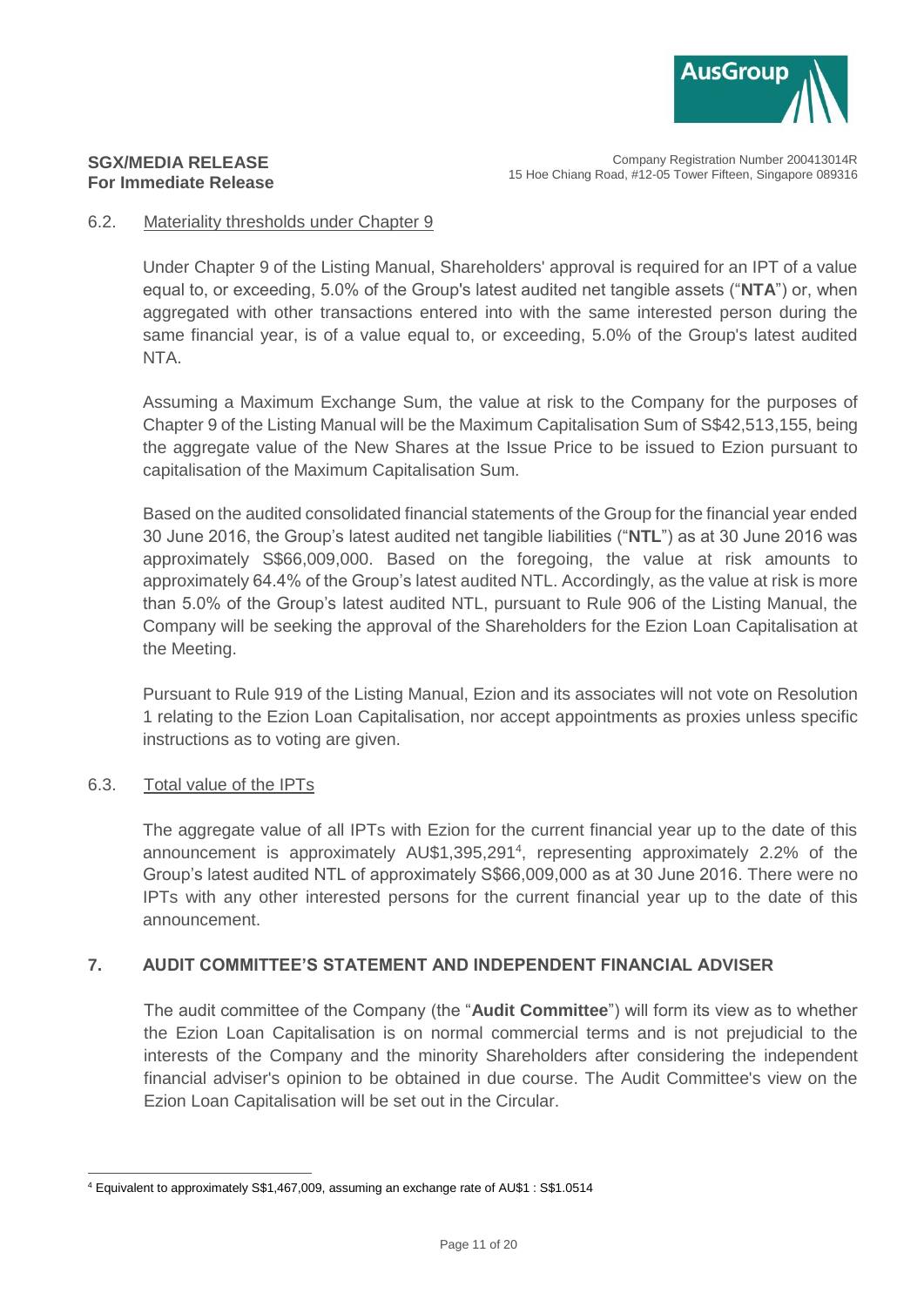### 6.2. Materiality thresholds under Chapter 9

Under Chapter 9 of the Listing Manual, Shareholders' approval is required for an IPT of a value equal to, or exceeding, 5.0% of the Group's latest audited net tangible assets ("**NTA**") or, when aggregated with other transactions entered into with the same interested person during the same financial year, is of a value equal to, or exceeding, 5.0% of the Group's latest audited NTA.

Assuming a Maximum Exchange Sum, the value at risk to the Company for the purposes of Chapter 9 of the Listing Manual will be the Maximum Capitalisation Sum of S$42,513,155, being the aggregate value of the New Shares at the Issue Price to be issued to Ezion pursuant to capitalisation of the Maximum Capitalisation Sum.

Based on the audited consolidated financial statements of the Group for the financial year ended 30 June 2016, the Group's latest audited net tangible liabilities ("**NTL**") as at 30 June 2016 was approximately S$66,009,000. Based on the foregoing, the value at risk amounts to approximately 64.4% of the Group's latest audited NTL. Accordingly, as the value at risk is more than 5.0% of the Group's latest audited NTL, pursuant to Rule 906 of the Listing Manual, the Company will be seeking the approval of the Shareholders for the Ezion Loan Capitalisation at the Meeting.

Pursuant to Rule 919 of the Listing Manual, Ezion and its associates will not vote on Resolution 1 relating to the Ezion Loan Capitalisation, nor accept appointments as proxies unless specific instructions as to voting are given.

### 6.3. Total value of the IPTs

The aggregate value of all IPTs with Ezion for the current financial year up to the date of this announcement is approximately AU$1,395,291[4], representing approximately 2.2% of the Group's latest audited NTL of approximately S$66,009,000 as at 30 June 2016. There were no IPTs with any other interested persons for the current financial year up to the date of this announcement.

## 7. AUDIT COMMITTEE'S STATEMENT AND INDEPENDENT FINANCIAL ADVISER

The audit committee of the Company (the "**Audit Committee**") will form its view as to whether the Ezion Loan Capitalisation is on normal commercial terms and is not prejudicial to the interests of the Company and the minority Shareholders after considering the independent financial adviser's opinion to be obtained in due course. The Audit Committee's view on the Ezion Loan Capitalisation will be set out in the Circular.

---

[4] Equivalent to approximately S$1,467,009, assuming an exchange rate of AU$1 : S$1.0514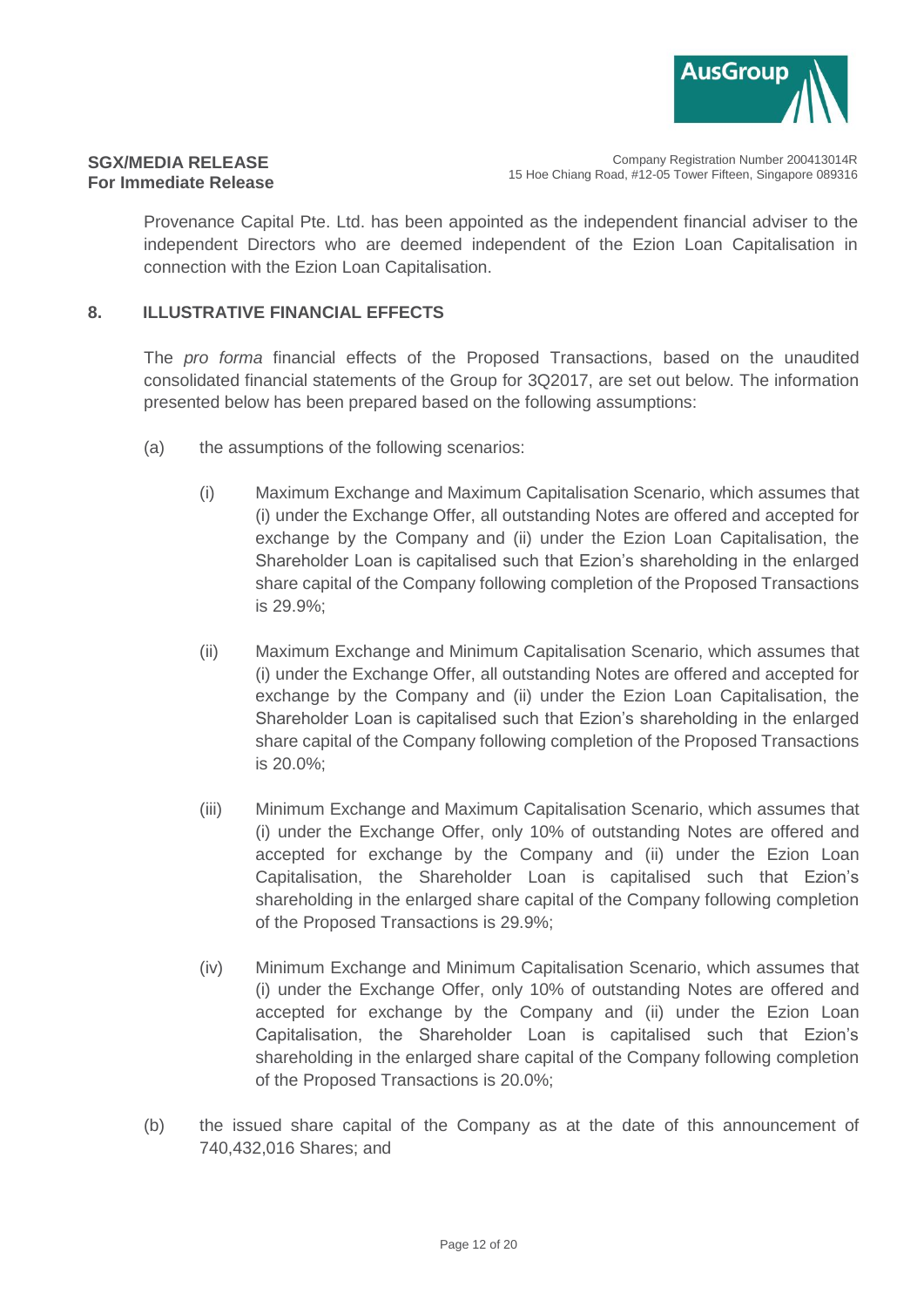Provenance Capital Pte. Ltd. has been appointed as the independent financial adviser to the independent Directors who are deemed independent of the Ezion Loan Capitalisation in connection with the Ezion Loan Capitalisation.

## 8. ILLUSTRATIVE FINANCIAL EFFECTS

The *pro forma* financial effects of the Proposed Transactions, based on the unaudited consolidated financial statements of the Group for 3Q2017, are set out below. The information presented below has been prepared based on the following assumptions:

(a) the assumptions of the following scenarios:

   (i) Maximum Exchange and Maximum Capitalisation Scenario, which assumes that (i) under the Exchange Offer, all outstanding Notes are offered and accepted for exchange by the Company and (ii) under the Ezion Loan Capitalisation, the Shareholder Loan is capitalised such that Ezion's shareholding in the enlarged share capital of the Company following completion of the Proposed Transactions is 29.9%;

   (ii) Maximum Exchange and Minimum Capitalisation Scenario, which assumes that (i) under the Exchange Offer, all outstanding Notes are offered and accepted for exchange by the Company and (ii) under the Ezion Loan Capitalisation, the Shareholder Loan is capitalised such that Ezion's shareholding in the enlarged share capital of the Company following completion of the Proposed Transactions is 20.0%;

   (iii) Minimum Exchange and Maximum Capitalisation Scenario, which assumes that (i) under the Exchange Offer, only 10% of outstanding Notes are offered and accepted for exchange by the Company and (ii) under the Ezion Loan Capitalisation, the Shareholder Loan is capitalised such that Ezion's shareholding in the enlarged share capital of the Company following completion of the Proposed Transactions is 29.9%;

   (iv) Minimum Exchange and Minimum Capitalisation Scenario, which assumes that (i) under the Exchange Offer, only 10% of outstanding Notes are offered and accepted for exchange by the Company and (ii) under the Ezion Loan Capitalisation, the Shareholder Loan is capitalised such that Ezion's shareholding in the enlarged share capital of the Company following completion of the Proposed Transactions is 20.0%;

(b) the issued share capital of the Company as at the date of this announcement of 740,432,016 Shares; and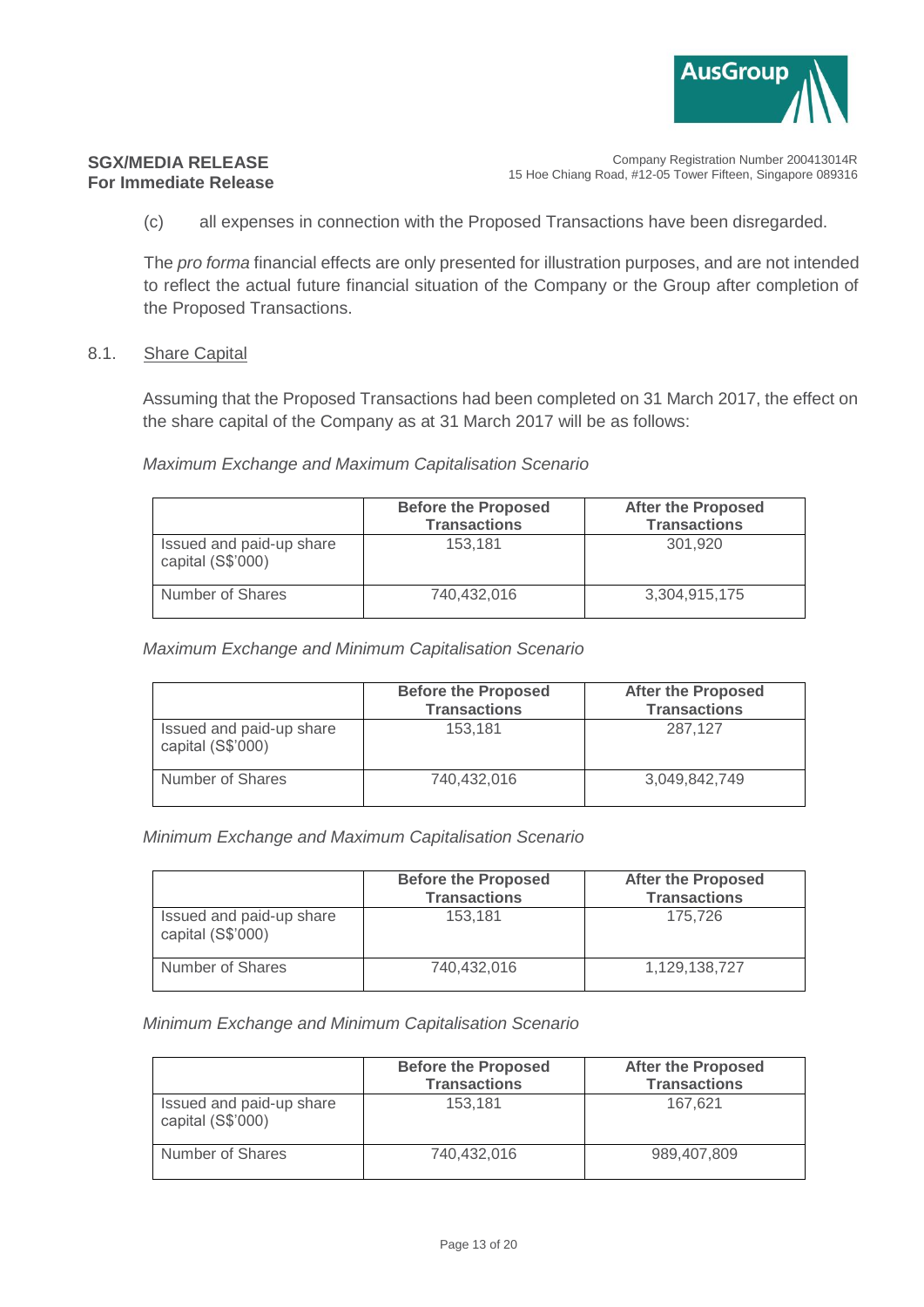(c) all expenses in connection with the Proposed Transactions have been disregarded.

The *pro forma* financial effects are only presented for illustration purposes, and are not intended to reflect the actual future financial situation of the Company or the Group after completion of the Proposed Transactions.

8.1. Share Capital

Assuming that the Proposed Transactions had been completed on 31 March 2017, the effect on the share capital of the Company as at 31 March 2017 will be as follows:

*Maximum Exchange and Maximum Capitalisation Scenario*

| | Before the Proposed Transactions | After the Proposed Transactions |
|---|---|---|
| Issued and paid-up share capital (S$'000) | 153,181 | 301,920 |
| Number of Shares | 740,432,016 | 3,304,915,175 |

*Maximum Exchange and Minimum Capitalisation Scenario*

| | Before the Proposed Transactions | After the Proposed Transactions |
|---|---|---|
| Issued and paid-up share capital (S$'000) | 153,181 | 287,127 |
| Number of Shares | 740,432,016 | 3,049,842,749 |

*Minimum Exchange and Maximum Capitalisation Scenario*

| | Before the Proposed Transactions | After the Proposed Transactions |
|---|---|---|
| Issued and paid-up share capital (S$'000) | 153,181 | 175,726 |
| Number of Shares | 740,432,016 | 1,129,138,727 |

*Minimum Exchange and Minimum Capitalisation Scenario*

| | Before the Proposed Transactions | After the Proposed Transactions |
|---|---|---|
| Issued and paid-up share capital (S$'000) | 153,181 | 167,621 |
| Number of Shares | 740,432,016 | 989,407,809 |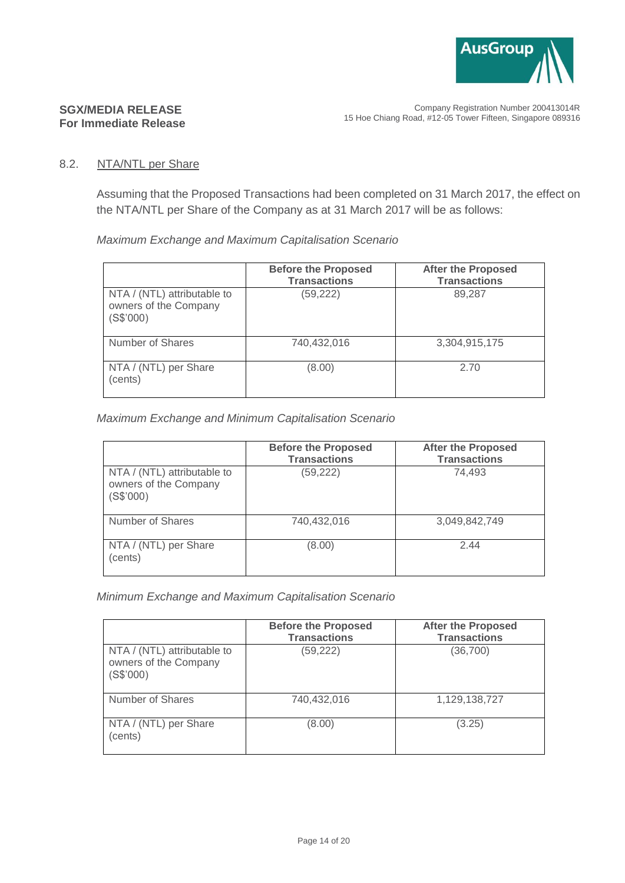### 8.2. NTA/NTL per Share

Assuming that the Proposed Transactions had been completed on 31 March 2017, the effect on the NTA/NTL per Share of the Company as at 31 March 2017 will be as follows:

*Maximum Exchange and Maximum Capitalisation Scenario*

| | Before the Proposed Transactions | After the Proposed Transactions |
|---|---|---|
| NTA / (NTL) attributable to owners of the Company (S$'000) | (59,222) | 89,287 |
| Number of Shares | 740,432,016 | 3,304,915,175 |
| NTA / (NTL) per Share (cents) | (8.00) | 2.70 |

*Maximum Exchange and Minimum Capitalisation Scenario*

| | Before the Proposed Transactions | After the Proposed Transactions |
|---|---|---|
| NTA / (NTL) attributable to owners of the Company (S$'000) | (59,222) | 74,493 |
| Number of Shares | 740,432,016 | 3,049,842,749 |
| NTA / (NTL) per Share (cents) | (8.00) | 2.44 |

*Minimum Exchange and Maximum Capitalisation Scenario*

| | Before the Proposed Transactions | After the Proposed Transactions |
|---|---|---|
| NTA / (NTL) attributable to owners of the Company (S$'000) | (59,222) | (36,700) |
| Number of Shares | 740,432,016 | 1,129,138,727 |
| NTA / (NTL) per Share (cents) | (8.00) | (3.25) |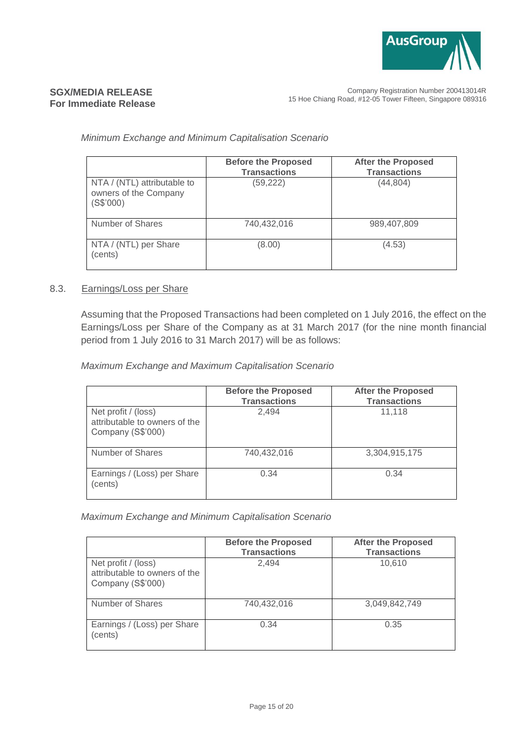*Minimum Exchange and Minimum Capitalisation Scenario*

| | Before the Proposed Transactions | After the Proposed Transactions |
|---|---|---|
| NTA / (NTL) attributable to owners of the Company (S$'000) | (59,222) | (44,804) |
| Number of Shares | 740,432,016 | 989,407,809 |
| NTA / (NTL) per Share (cents) | (8.00) | (4.53) |

8.3. Earnings/Loss per Share

Assuming that the Proposed Transactions had been completed on 1 July 2016, the effect on the Earnings/Loss per Share of the Company as at 31 March 2017 (for the nine month financial period from 1 July 2016 to 31 March 2017) will be as follows:

*Maximum Exchange and Maximum Capitalisation Scenario*

| | Before the Proposed Transactions | After the Proposed Transactions |
|---|---|---|
| Net profit / (loss) attributable to owners of the Company (S$'000) | 2,494 | 11,118 |
| Number of Shares | 740,432,016 | 3,304,915,175 |
| Earnings / (Loss) per Share (cents) | 0.34 | 0.34 |

*Maximum Exchange and Minimum Capitalisation Scenario*

| | Before the Proposed Transactions | After the Proposed Transactions |
|---|---|---|
| Net profit / (loss) attributable to owners of the Company (S$'000) | 2,494 | 10,610 |
| Number of Shares | 740,432,016 | 3,049,842,749 |
| Earnings / (Loss) per Share (cents) | 0.34 | 0.35 |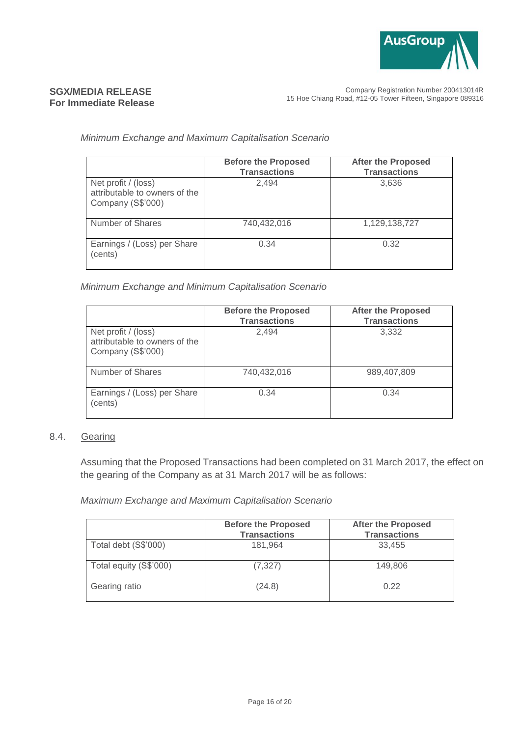*Minimum Exchange and Maximum Capitalisation Scenario*

| | Before the Proposed Transactions | After the Proposed Transactions |
|---|---|---|
| Net profit / (loss) attributable to owners of the Company (S$'000) | 2,494 | 3,636 |
| Number of Shares | 740,432,016 | 1,129,138,727 |
| Earnings / (Loss) per Share (cents) | 0.34 | 0.32 |

*Minimum Exchange and Minimum Capitalisation Scenario*

| | Before the Proposed Transactions | After the Proposed Transactions |
|---|---|---|
| Net profit / (loss) attributable to owners of the Company (S$'000) | 2,494 | 3,332 |
| Number of Shares | 740,432,016 | 989,407,809 |
| Earnings / (Loss) per Share (cents) | 0.34 | 0.34 |

8.4. Gearing

Assuming that the Proposed Transactions had been completed on 31 March 2017, the effect on the gearing of the Company as at 31 March 2017 will be as follows:

*Maximum Exchange and Maximum Capitalisation Scenario*

| | Before the Proposed Transactions | After the Proposed Transactions |
|---|---|---|
| Total debt (S$'000) | 181,964 | 33,455 |
| Total equity (S$'000) | (7,327) | 149,806 |
| Gearing ratio | (24.8) | 0.22 |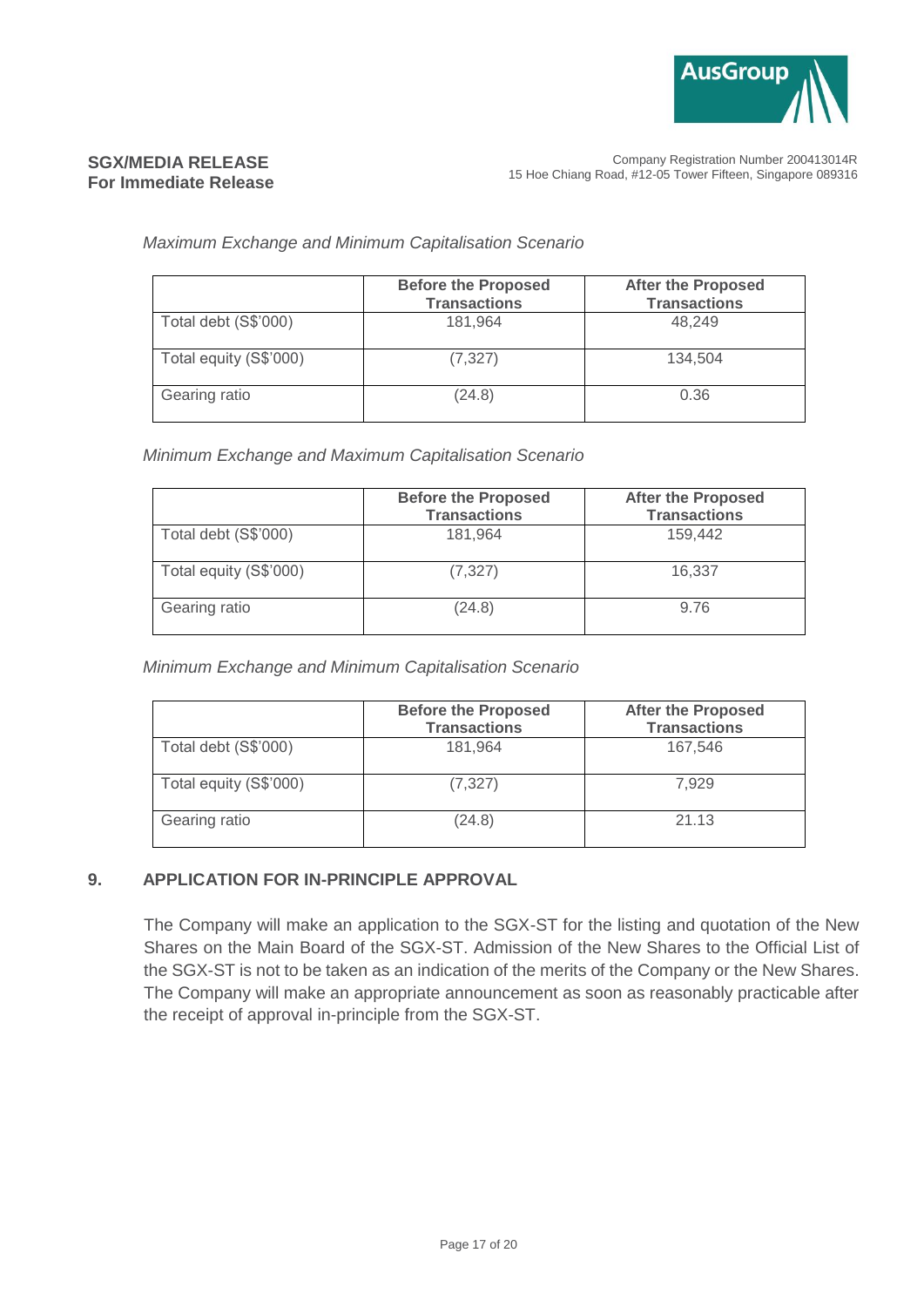*Maximum Exchange and Minimum Capitalisation Scenario*

| | Before the Proposed Transactions | After the Proposed Transactions |
|---|---|---|
| Total debt (S$'000) | 181,964 | 48,249 |
| Total equity (S$'000) | (7,327) | 134,504 |
| Gearing ratio | (24.8) | 0.36 |

*Minimum Exchange and Maximum Capitalisation Scenario*

| | Before the Proposed Transactions | After the Proposed Transactions |
|---|---|---|
| Total debt (S$'000) | 181,964 | 159,442 |
| Total equity (S$'000) | (7,327) | 16,337 |
| Gearing ratio | (24.8) | 9.76 |

*Minimum Exchange and Minimum Capitalisation Scenario*

| | Before the Proposed Transactions | After the Proposed Transactions |
|---|---|---|
| Total debt (S$'000) | 181,964 | 167,546 |
| Total equity (S$'000) | (7,327) | 7,929 |
| Gearing ratio | (24.8) | 21.13 |

## 9. APPLICATION FOR IN-PRINCIPLE APPROVAL

The Company will make an application to the SGX-ST for the listing and quotation of the New Shares on the Main Board of the SGX-ST. Admission of the New Shares to the Official List of the SGX-ST is not to be taken as an indication of the merits of the Company or the New Shares. The Company will make an appropriate announcement as soon as reasonably practicable after the receipt of approval in-principle from the SGX-ST.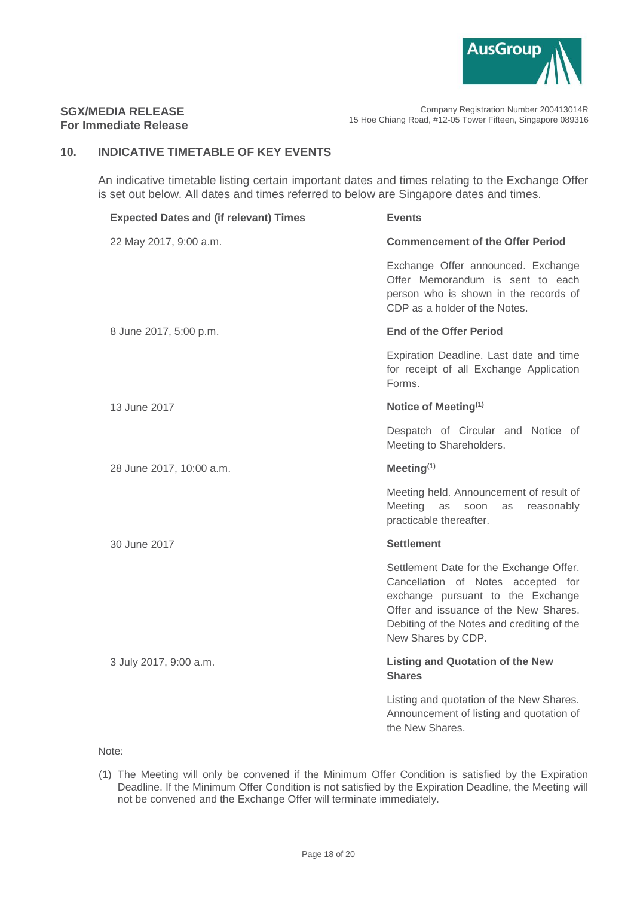## 10. INDICATIVE TIMETABLE OF KEY EVENTS

An indicative timetable listing certain important dates and times relating to the Exchange Offer is set out below. All dates and times referred to below are Singapore dates and times.

| Expected Dates and (if relevant) Times | Events |
| --- | --- |
| 22 May 2017, 9:00 a.m. | **Commencement of the Offer Period**<br><br>Exchange Offer announced. Exchange Offer Memorandum is sent to each person who is shown in the records of CDP as a holder of the Notes. |
| 8 June 2017, 5:00 p.m. | **End of the Offer Period**<br><br>Expiration Deadline. Last date and time for receipt of all Exchange Application Forms. |
| 13 June 2017 | **Notice of Meeting[(1)]**<br><br>Despatch of Circular and Notice of Meeting to Shareholders. |
| 28 June 2017, 10:00 a.m. | **Meeting[(1)]**<br><br>Meeting held. Announcement of result of Meeting as soon as reasonably practicable thereafter. |
| 30 June 2017 | **Settlement**<br><br>Settlement Date for the Exchange Offer. Cancellation of Notes accepted for exchange pursuant to the Exchange Offer and issuance of the New Shares. Debiting of the Notes and crediting of the New Shares by CDP. |
| 3 July 2017, 9:00 a.m. | **Listing and Quotation of the New Shares**<br><br>Listing and quotation of the New Shares. Announcement of listing and quotation of the New Shares. |

Note:

(1) The Meeting will only be convened if the Minimum Offer Condition is satisfied by the Expiration Deadline. If the Minimum Offer Condition is not satisfied by the Expiration Deadline, the Meeting will not be convened and the Exchange Offer will terminate immediately.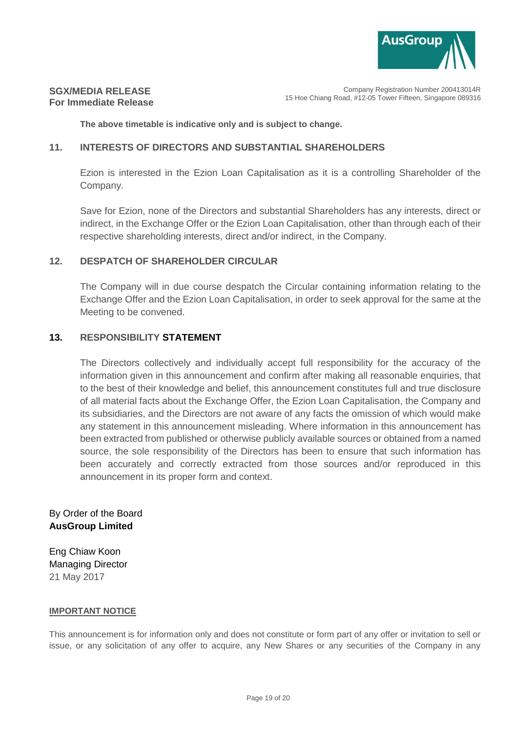**The above timetable is indicative only and is subject to change.**

## 11. INTERESTS OF DIRECTORS AND SUBSTANTIAL SHAREHOLDERS

Ezion is interested in the Ezion Loan Capitalisation as it is a controlling Shareholder of the Company.

Save for Ezion, none of the Directors and substantial Shareholders has any interests, direct or indirect, in the Exchange Offer or the Ezion Loan Capitalisation, other than through each of their respective shareholding interests, direct and/or indirect, in the Company.

## 12. DESPATCH OF SHAREHOLDER CIRCULAR

The Company will in due course despatch the Circular containing information relating to the Exchange Offer and the Ezion Loan Capitalisation, in order to seek approval for the same at the Meeting to be convened.

## 13. RESPONSIBILITY STATEMENT

The Directors collectively and individually accept full responsibility for the accuracy of the information given in this announcement and confirm after making all reasonable enquiries, that to the best of their knowledge and belief, this announcement constitutes full and true disclosure of all material facts about the Exchange Offer, the Ezion Loan Capitalisation, the Company and its subsidiaries, and the Directors are not aware of any facts the omission of which would make any statement in this announcement misleading. Where information in this announcement has been extracted from published or otherwise publicly available sources or obtained from a named source, the sole responsibility of the Directors has been to ensure that such information has been accurately and correctly extracted from those sources and/or reproduced in this announcement in its proper form and context.

By Order of the Board
**AusGroup Limited**

Eng Chiaw Koon
Managing Director
21 May 2017

**IMPORTANT NOTICE**

This announcement is for information only and does not constitute or form part of any offer or invitation to sell or issue, or any solicitation of any offer to acquire, any New Shares or any securities of the Company in any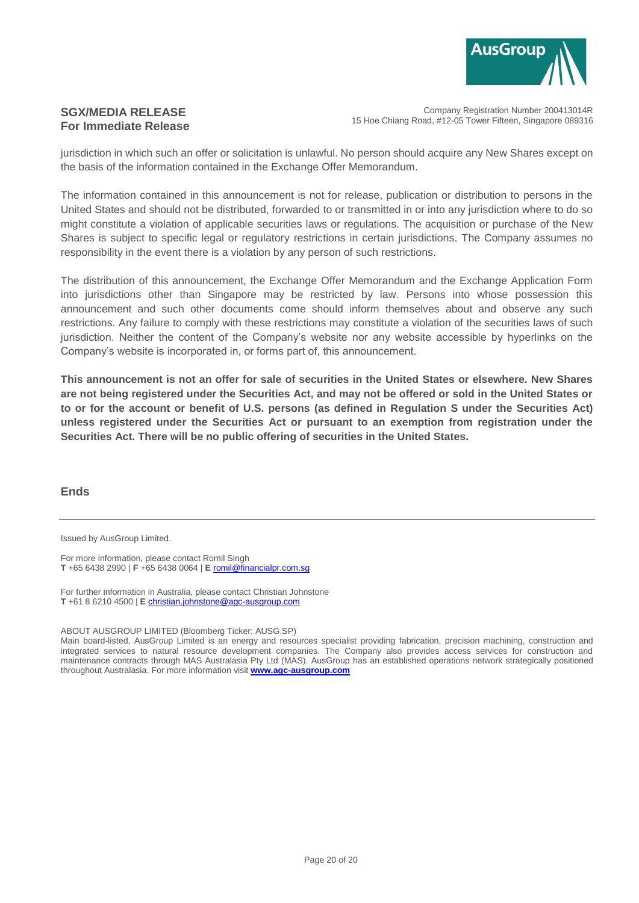**SGX/MEDIA RELEASE**
**For Immediate Release**

Company Registration Number 200413014R
15 Hoe Chiang Road, #12-05 Tower Fifteen, Singapore 089316

jurisdiction in which such an offer or solicitation is unlawful. No person should acquire any New Shares except on the basis of the information contained in the Exchange Offer Memorandum.

The information contained in this announcement is not for release, publication or distribution to persons in the United States and should not be distributed, forwarded to or transmitted in or into any jurisdiction where to do so might constitute a violation of applicable securities laws or regulations. The acquisition or purchase of the New Shares is subject to specific legal or regulatory restrictions in certain jurisdictions. The Company assumes no responsibility in the event there is a violation by any person of such restrictions.

The distribution of this announcement, the Exchange Offer Memorandum and the Exchange Application Form into jurisdictions other than Singapore may be restricted by law. Persons into whose possession this announcement and such other documents come should inform themselves about and observe any such restrictions. Any failure to comply with these restrictions may constitute a violation of the securities laws of such jurisdiction. Neither the content of the Company's website nor any website accessible by hyperlinks on the Company's website is incorporated in, or forms part of, this announcement.

**This announcement is not an offer for sale of securities in the United States or elsewhere. New Shares are not being registered under the Securities Act, and may not be offered or sold in the United States or to or for the account or benefit of U.S. persons (as defined in Regulation S under the Securities Act) unless registered under the Securities Act or pursuant to an exemption from registration under the Securities Act. There will be no public offering of securities in the United States.**

**Ends**

---

Issued by AusGroup Limited.

For more information, please contact Romil Singh
**T** +65 6438 2990 | **F** +65 6438 0064 | **E** romil@financialpr.com.sg

For further information in Australia, please contact Christian Johnstone
**T** +61 8 6210 4500 | **E** christian.johnstone@agc-ausgroup.com

ABOUT AUSGROUP LIMITED (Bloomberg Ticker: AUSG.SP)
Main board-listed, AusGroup Limited is an energy and resources specialist providing fabrication, precision machining, construction and integrated services to natural resource development companies. The Company also provides access services for construction and maintenance contracts through MAS Australasia Pty Ltd (MAS). AusGroup has an established operations network strategically positioned throughout Australasia. For more information visit **www.agc-ausgroup.com**